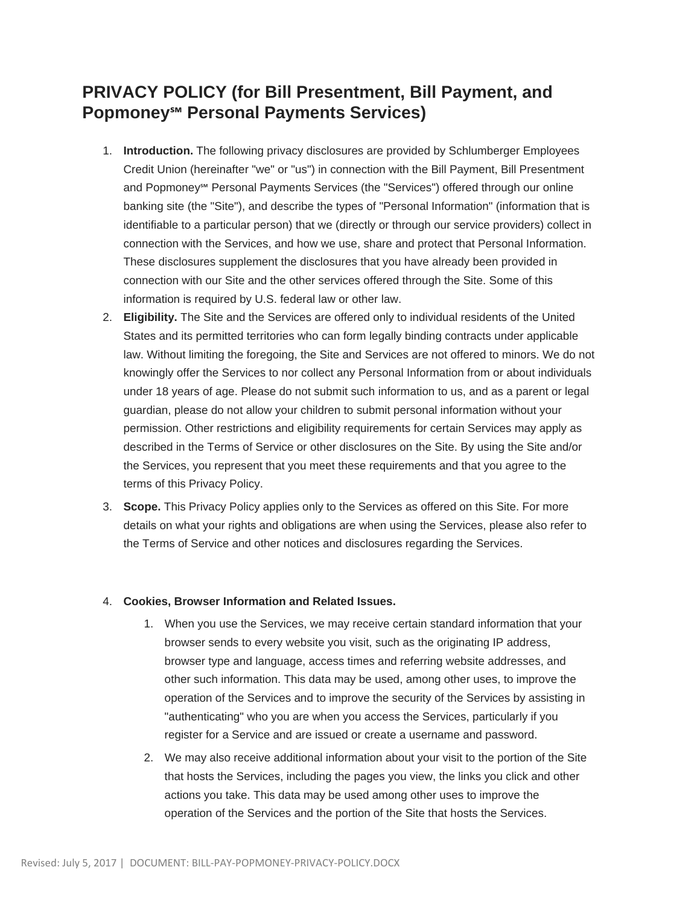# PRIVACY POLICY (for Bill Presentment, Bill Payment, and Popmoney℠ Personal Payments Services)

1. **Introduction.** The following privacy disclosures are provided by Schlumberger Employees Credit Union (hereinafter "we" or "us") in connection with the Bill Payment, Bill Presentment and Popmoney℠ Personal Payments Services (the "Services") offered through our online banking site (the "Site"), and describe the types of "Personal Information" (information that is identifiable to a particular person) that we (directly or through our service providers) collect in connection with the Services, and how we use, share and protect that Personal Information. These disclosures supplement the disclosures that you have already been provided in connection with our Site and the other services offered through the Site. Some of this information is required by U.S. federal law or other law.
2. **Eligibility.** The Site and the Services are offered only to individual residents of the United States and its permitted territories who can form legally binding contracts under applicable law. Without limiting the foregoing, the Site and Services are not offered to minors. We do not knowingly offer the Services to nor collect any Personal Information from or about individuals under 18 years of age. Please do not submit such information to us, and as a parent or legal guardian, please do not allow your children to submit personal information without your permission. Other restrictions and eligibility requirements for certain Services may apply as described in the Terms of Service or other disclosures on the Site. By using the Site and/or the Services, you represent that you meet these requirements and that you agree to the terms of this Privacy Policy.
3. **Scope.** This Privacy Policy applies only to the Services as offered on this Site. For more details on what your rights and obligations are when using the Services, please also refer to the Terms of Service and other notices and disclosures regarding the Services.
4. **Cookies, Browser Information and Related Issues.**
    1. When you use the Services, we may receive certain standard information that your browser sends to every website you visit, such as the originating IP address, browser type and language, access times and referring website addresses, and other such information. This data may be used, among other uses, to improve the operation of the Services and to improve the security of the Services by assisting in "authenticating" who you are when you access the Services, particularly if you register for a Service and are issued or create a username and password.
    2. We may also receive additional information about your visit to the portion of the Site that hosts the Services, including the pages you view, the links you click and other actions you take. This data may be used among other uses to improve the operation of the Services and the portion of the Site that hosts the Services.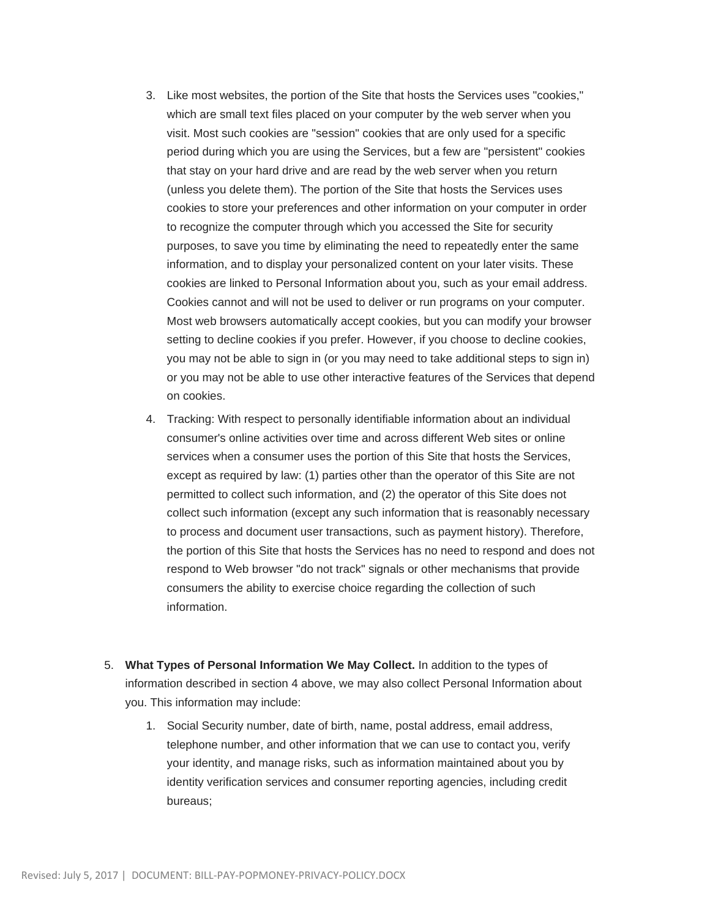3. Like most websites, the portion of the Site that hosts the Services uses "cookies," which are small text files placed on your computer by the web server when you visit. Most such cookies are "session" cookies that are only used for a specific period during which you are using the Services, but a few are "persistent" cookies that stay on your hard drive and are read by the web server when you return (unless you delete them). The portion of the Site that hosts the Services uses cookies to store your preferences and other information on your computer in order to recognize the computer through which you accessed the Site for security purposes, to save you time by eliminating the need to repeatedly enter the same information, and to display your personalized content on your later visits. These cookies are linked to Personal Information about you, such as your email address. Cookies cannot and will not be used to deliver or run programs on your computer. Most web browsers automatically accept cookies, but you can modify your browser setting to decline cookies if you prefer. However, if you choose to decline cookies, you may not be able to sign in (or you may need to take additional steps to sign in) or you may not be able to use other interactive features of the Services that depend on cookies.
4. Tracking: With respect to personally identifiable information about an individual consumer's online activities over time and across different Web sites or online services when a consumer uses the portion of this Site that hosts the Services, except as required by law: (1) parties other than the operator of this Site are not permitted to collect such information, and (2) the operator of this Site does not collect such information (except any such information that is reasonably necessary to process and document user transactions, such as payment history). Therefore, the portion of this Site that hosts the Services has no need to respond and does not respond to Web browser "do not track" signals or other mechanisms that provide consumers the ability to exercise choice regarding the collection of such information.

5. **What Types of Personal Information We May Collect.** In addition to the types of information described in section 4 above, we may also collect Personal Information about you. This information may include:
   1. Social Security number, date of birth, name, postal address, email address, telephone number, and other information that we can use to contact you, verify your identity, and manage risks, such as information maintained about you by identity verification services and consumer reporting agencies, including credit bureaus;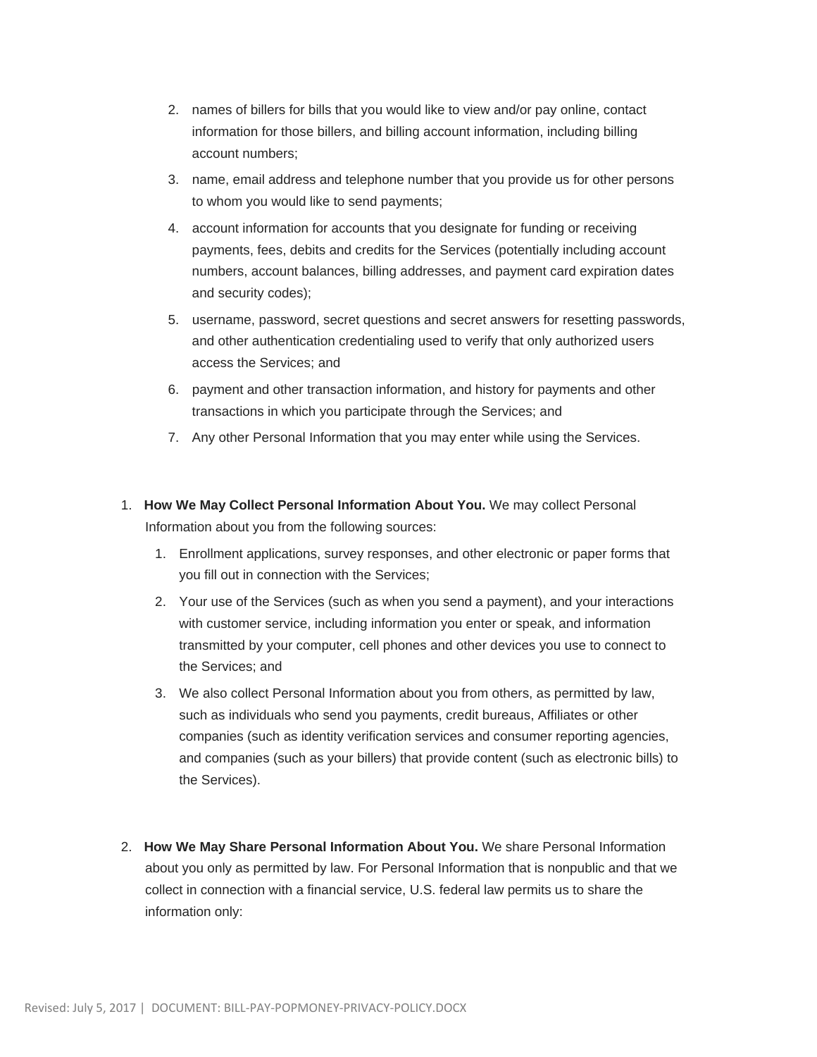2. names of billers for bills that you would like to view and/or pay online, contact information for those billers, and billing account information, including billing account numbers;
3. name, email address and telephone number that you provide us for other persons to whom you would like to send payments;
4. account information for accounts that you designate for funding or receiving payments, fees, debits and credits for the Services (potentially including account numbers, account balances, billing addresses, and payment card expiration dates and security codes);
5. username, password, secret questions and secret answers for resetting passwords, and other authentication credentialing used to verify that only authorized users access the Services; and
6. payment and other transaction information, and history for payments and other transactions in which you participate through the Services; and
7. Any other Personal Information that you may enter while using the Services.

1. **How We May Collect Personal Information About You.** We may collect Personal Information about you from the following sources:
   1. Enrollment applications, survey responses, and other electronic or paper forms that you fill out in connection with the Services;
   2. Your use of the Services (such as when you send a payment), and your interactions with customer service, including information you enter or speak, and information transmitted by your computer, cell phones and other devices you use to connect to the Services; and
   3. We also collect Personal Information about you from others, as permitted by law, such as individuals who send you payments, credit bureaus, Affiliates or other companies (such as identity verification services and consumer reporting agencies, and companies (such as your billers) that provide content (such as electronic bills) to the Services).

2. **How We May Share Personal Information About You.** We share Personal Information about you only as permitted by law. For Personal Information that is nonpublic and that we collect in connection with a financial service, U.S. federal law permits us to share the information only: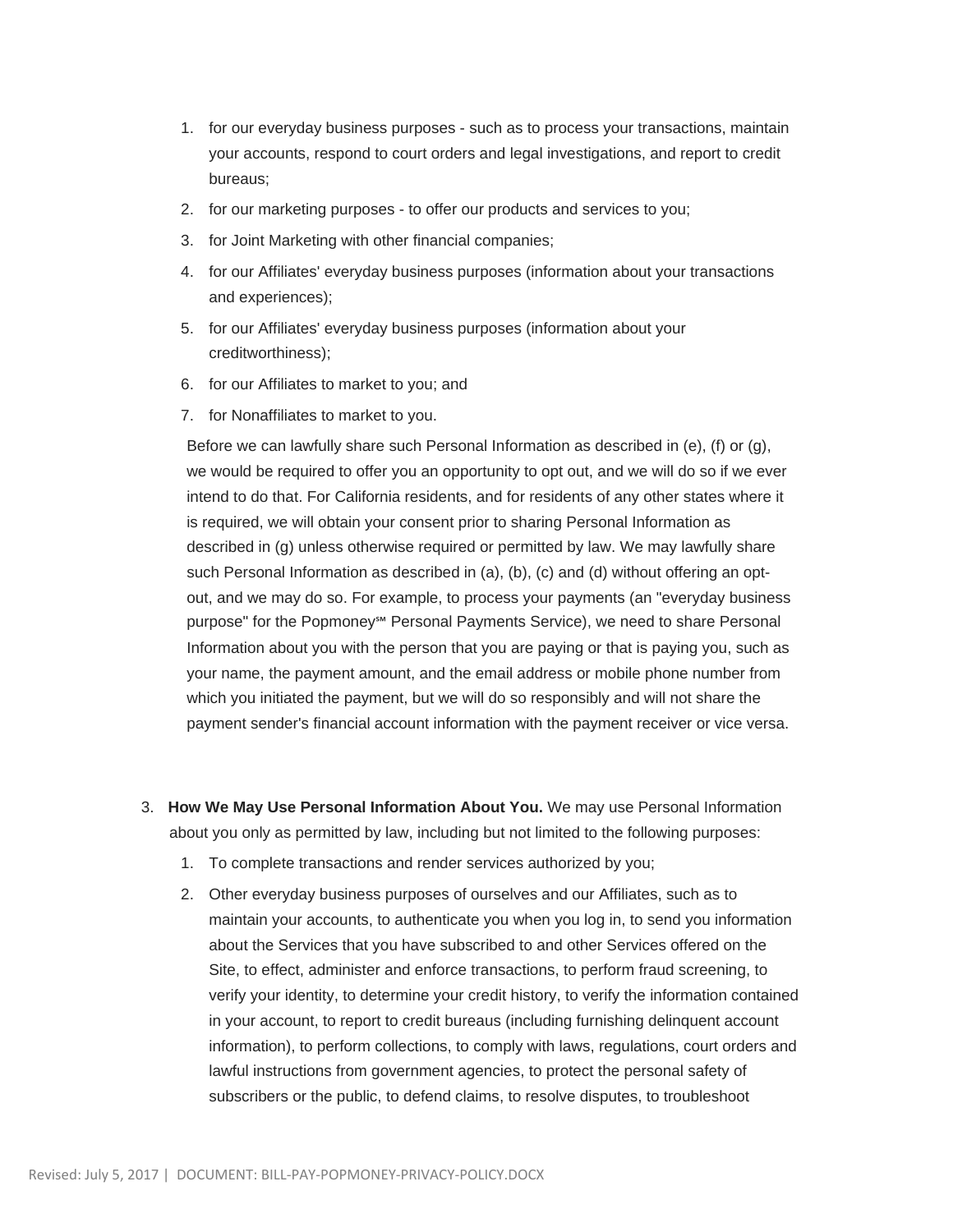1. for our everyday business purposes - such as to process your transactions, maintain your accounts, respond to court orders and legal investigations, and report to credit bureaus;
2. for our marketing purposes - to offer our products and services to you;
3. for Joint Marketing with other financial companies;
4. for our Affiliates' everyday business purposes (information about your transactions and experiences);
5. for our Affiliates' everyday business purposes (information about your creditworthiness);
6. for our Affiliates to market to you; and
7. for Nonaffiliates to market to you.

Before we can lawfully share such Personal Information as described in (e), (f) or (g), we would be required to offer you an opportunity to opt out, and we will do so if we ever intend to do that. For California residents, and for residents of any other states where it is required, we will obtain your consent prior to sharing Personal Information as described in (g) unless otherwise required or permitted by law. We may lawfully share such Personal Information as described in (a), (b), (c) and (d) without offering an opt-out, and we may do so. For example, to process your payments (an "everyday business purpose" for the Popmoney℠ Personal Payments Service), we need to share Personal Information about you with the person that you are paying or that is paying you, such as your name, the payment amount, and the email address or mobile phone number from which you initiated the payment, but we will do so responsibly and will not share the payment sender's financial account information with the payment receiver or vice versa.

3. **How We May Use Personal Information About You.** We may use Personal Information about you only as permitted by law, including but not limited to the following purposes:
   1. To complete transactions and render services authorized by you;
   2. Other everyday business purposes of ourselves and our Affiliates, such as to maintain your accounts, to authenticate you when you log in, to send you information about the Services that you have subscribed to and other Services offered on the Site, to effect, administer and enforce transactions, to perform fraud screening, to verify your identity, to determine your credit history, to verify the information contained in your account, to report to credit bureaus (including furnishing delinquent account information), to perform collections, to comply with laws, regulations, court orders and lawful instructions from government agencies, to protect the personal safety of subscribers or the public, to defend claims, to resolve disputes, to troubleshoot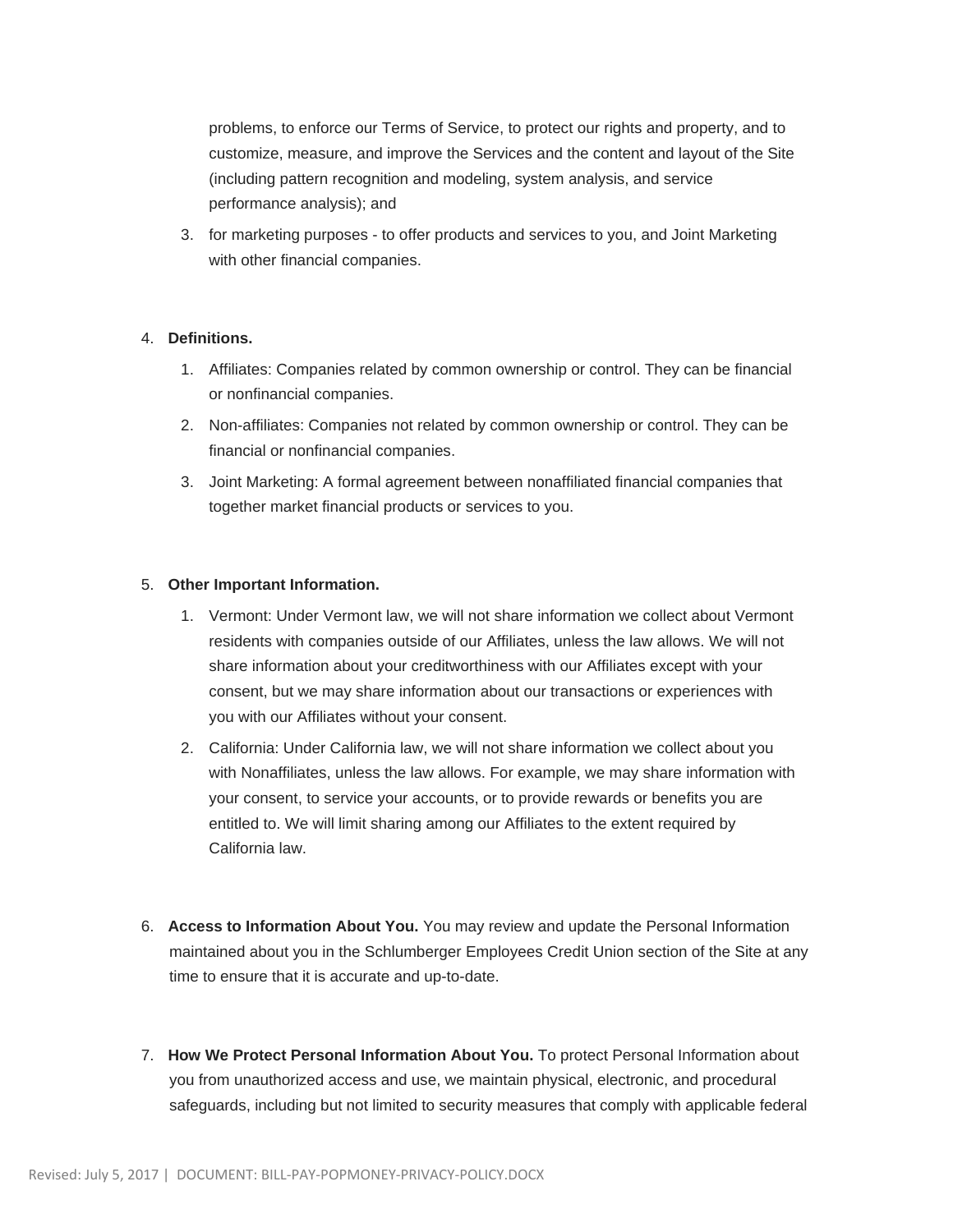problems, to enforce our Terms of Service, to protect our rights and property, and to customize, measure, and improve the Services and the content and layout of the Site (including pattern recognition and modeling, system analysis, and service performance analysis); and

3. for marketing purposes - to offer products and services to you, and Joint Marketing with other financial companies.

4. **Definitions.**
    1. Affiliates: Companies related by common ownership or control. They can be financial or nonfinancial companies.
    2. Non-affiliates: Companies not related by common ownership or control. They can be financial or nonfinancial companies.
    3. Joint Marketing: A formal agreement between nonaffiliated financial companies that together market financial products or services to you.

5. **Other Important Information.**
    1. Vermont: Under Vermont law, we will not share information we collect about Vermont residents with companies outside of our Affiliates, unless the law allows. We will not share information about your creditworthiness with our Affiliates except with your consent, but we may share information about our transactions or experiences with you with our Affiliates without your consent.
    2. California: Under California law, we will not share information we collect about you with Nonaffiliates, unless the law allows. For example, we may share information with your consent, to service your accounts, or to provide rewards or benefits you are entitled to. We will limit sharing among our Affiliates to the extent required by California law.

6. **Access to Information About You.** You may review and update the Personal Information maintained about you in the Schlumberger Employees Credit Union section of the Site at any time to ensure that it is accurate and up-to-date.

7. **How We Protect Personal Information About You.** To protect Personal Information about you from unauthorized access and use, we maintain physical, electronic, and procedural safeguards, including but not limited to security measures that comply with applicable federal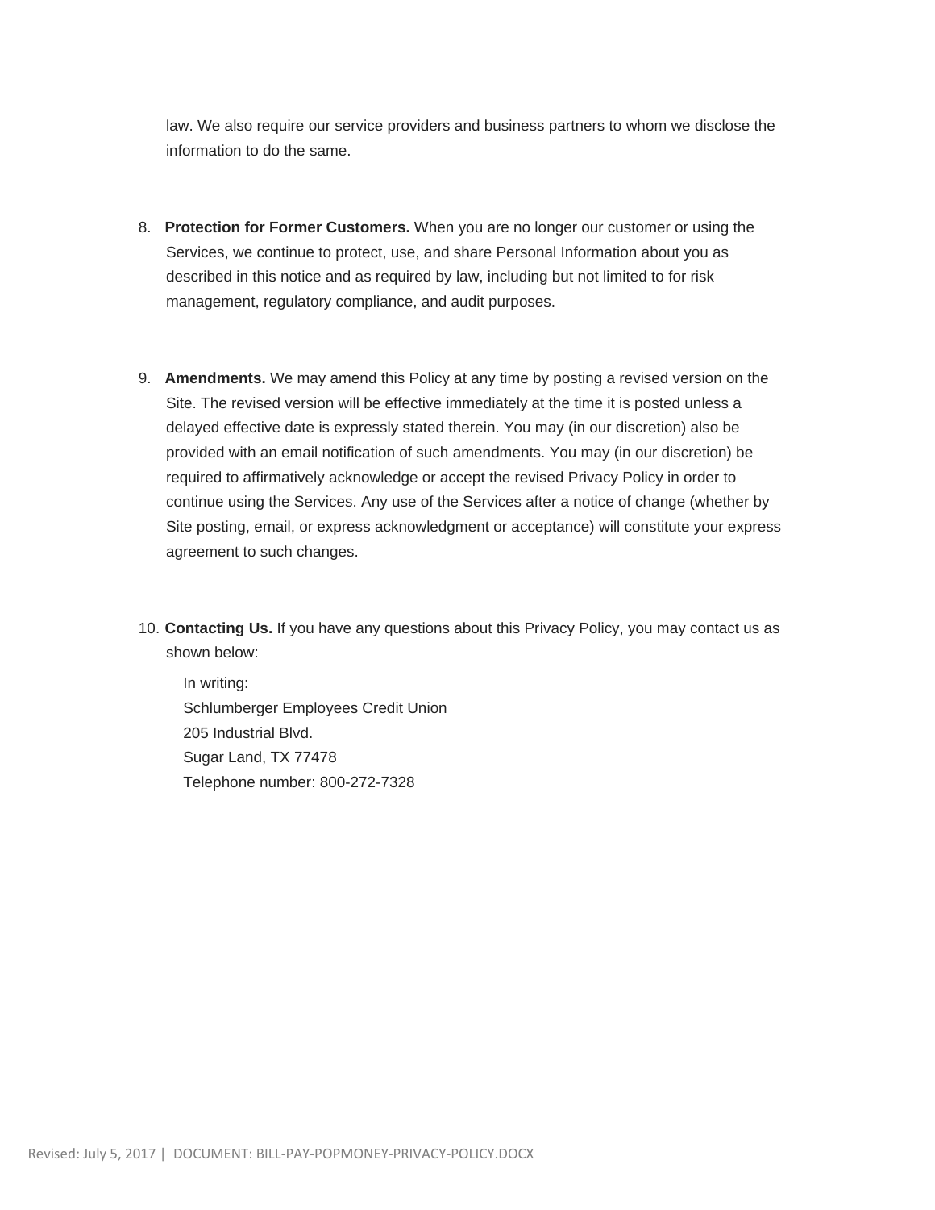law. We also require our service providers and business partners to whom we disclose the information to do the same.

8. **Protection for Former Customers.** When you are no longer our customer or using the Services, we continue to protect, use, and share Personal Information about you as described in this notice and as required by law, including but not limited to for risk management, regulatory compliance, and audit purposes.

9. **Amendments.** We may amend this Policy at any time by posting a revised version on the Site. The revised version will be effective immediately at the time it is posted unless a delayed effective date is expressly stated therein. You may (in our discretion) also be provided with an email notification of such amendments. You may (in our discretion) be required to affirmatively acknowledge or accept the revised Privacy Policy in order to continue using the Services. Any use of the Services after a notice of change (whether by Site posting, email, or express acknowledgment or acceptance) will constitute your express agreement to such changes.

10. **Contacting Us.** If you have any questions about this Privacy Policy, you may contact us as shown below:

    In writing:
    Schlumberger Employees Credit Union
    205 Industrial Blvd.
    Sugar Land, TX 77478
    Telephone number: 800-272-7328

Revised: July 5, 2017 | DOCUMENT: BILL-PAY-POPMONEY-PRIVACY-POLICY.DOCX